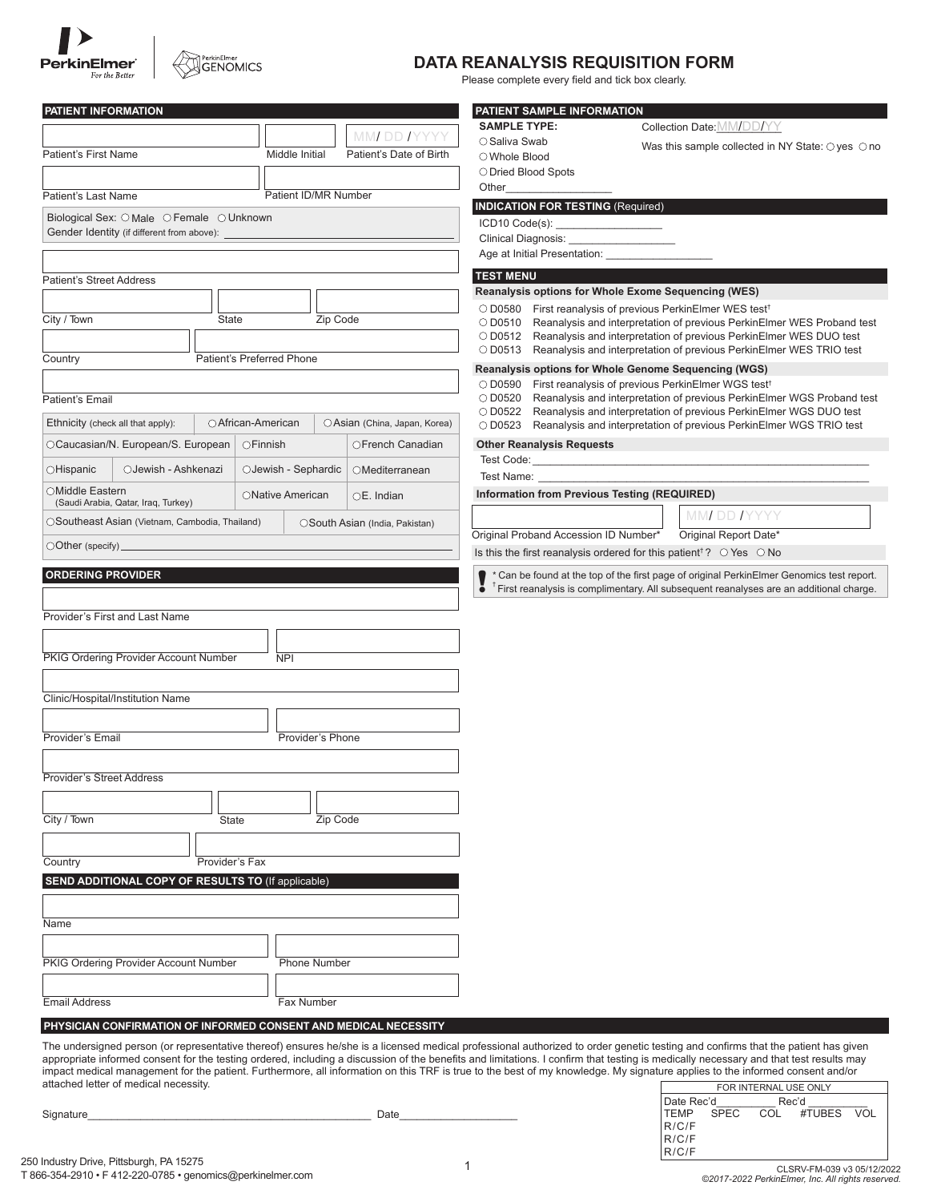PerkinElmer *For the Better* | PerkinElmer GENOMICS

# DATA REANALYSIS REQUISITION FORM

Please complete every field and tick box clearly.

## PATIENT INFORMATION

Patient's First Name | Middle Initial | Patient's Date of Birth MM/ DD /YYYY

Patient's Last Name | Patient ID/MR Number

Biological Sex: ○ Male ○ Female ○ Unknown

Gender Identity (if different from above): ______

Patient's Street Address

City / Town | State | Zip Code

Country | Patient's Preferred Phone

Patient's Email

Ethnicity (check all that apply): ○ African-American ○ Asian (China, Japan, Korea) ○ Caucasian/N. European/S. European ○ Finnish ○ French Canadian ○ Hispanic ○ Jewish - Ashkenazi ○ Jewish - Sephardic ○ Mediterranean ○ Middle Eastern (Saudi Arabia, Qatar, Iraq, Turkey) ○ Native American ○ E. Indian ○ Southeast Asian (Vietnam, Cambodia, Thailand) ○ South Asian (India, Pakistan) ○ Other (specify) ______

## ORDERING PROVIDER

Provider's First and Last Name

PKIG Ordering Provider Account Number | NPI

Clinic/Hospital/Institution Name

Provider's Email | Provider's Phone

Provider's Street Address

City / Town | State | Zip Code

Country | Provider's Fax

## SEND ADDITIONAL COPY OF RESULTS TO (If applicable)

Name

PKIG Ordering Provider Account Number | Phone Number

Email Address | Fax Number

## PATIENT SAMPLE INFORMATION

**SAMPLE TYPE:**

○ Saliva Swab

○ Whole Blood

○ Dried Blood Spots

Other__________________

Collection Date: MM/DD/YY

Was this sample collected in NY State: ○ yes ○ no

## INDICATION FOR TESTING (Required)

ICD10 Code(s): __________________

Clinical Diagnosis: __________________

Age at Initial Presentation: __________________

## TEST MENU

**Reanalysis options for Whole Exome Sequencing (WES)**

○ D0580 First reanalysis of previous PerkinElmer WES test†

○ D0510 Reanalysis and interpretation of previous PerkinElmer WES Proband test

○ D0512 Reanalysis and interpretation of previous PerkinElmer WES DUO test

○ D0513 Reanalysis and interpretation of previous PerkinElmer WES TRIO test

**Reanalysis options for Whole Genome Sequencing (WGS)**

○ D0590 First reanalysis of previous PerkinElmer WGS test†

○ D0520 Reanalysis and interpretation of previous PerkinElmer WGS Proband test

○ D0522 Reanalysis and interpretation of previous PerkinElmer WGS DUO test

○ D0523 Reanalysis and interpretation of previous PerkinElmer WGS TRIO test

**Other Reanalysis Requests**

Test Code: ______________________________

Test Name: ______________________________

**Information from Previous Testing (REQUIRED)**

Original Proband Accession ID Number* | Original Report Date* MM/ DD /YYYY

Is this the first reanalysis ordered for this patient†? ○ Yes ○ No

! * Can be found at the top of the first page of original PerkinElmer Genomics test report.
† First reanalysis is complimentary. All subsequent reanalyses are an additional charge.

## PHYSICIAN CONFIRMATION OF INFORMED CONSENT AND MEDICAL NECESSITY

The undersigned person (or representative thereof) ensures he/she is a licensed medical professional authorized to order genetic testing and confirms that the patient has given appropriate informed consent for the testing ordered, including a discussion of the benefits and limitations. I confirm that testing is medically necessary and that test results may impact medical management for the patient. Furthermore, all information on this TRF is true to the best of my knowledge. My signature applies to the informed consent and/or attached letter of medical necessity.

Signature______________________________________________ Date____________________

| FOR INTERNAL USE ONLY | | | | |
|---|---|---|---|---|
| Date Rec'd________ | | Rec'd ________ | | |
| TEMP | SPEC | COL | #TUBES | VOL |
| R/C/F | | | | |
| R/C/F | | | | |
| R/C/F | | | | |

250 Industry Drive, Pittsburgh, PA 15275
T 866-354-2910 • F 412-220-0785 • genomics@perkinelmer.com

CLSRV-FM-039 v3 05/12/2022
*©2017-2022 PerkinElmer, Inc. All rights reserved.*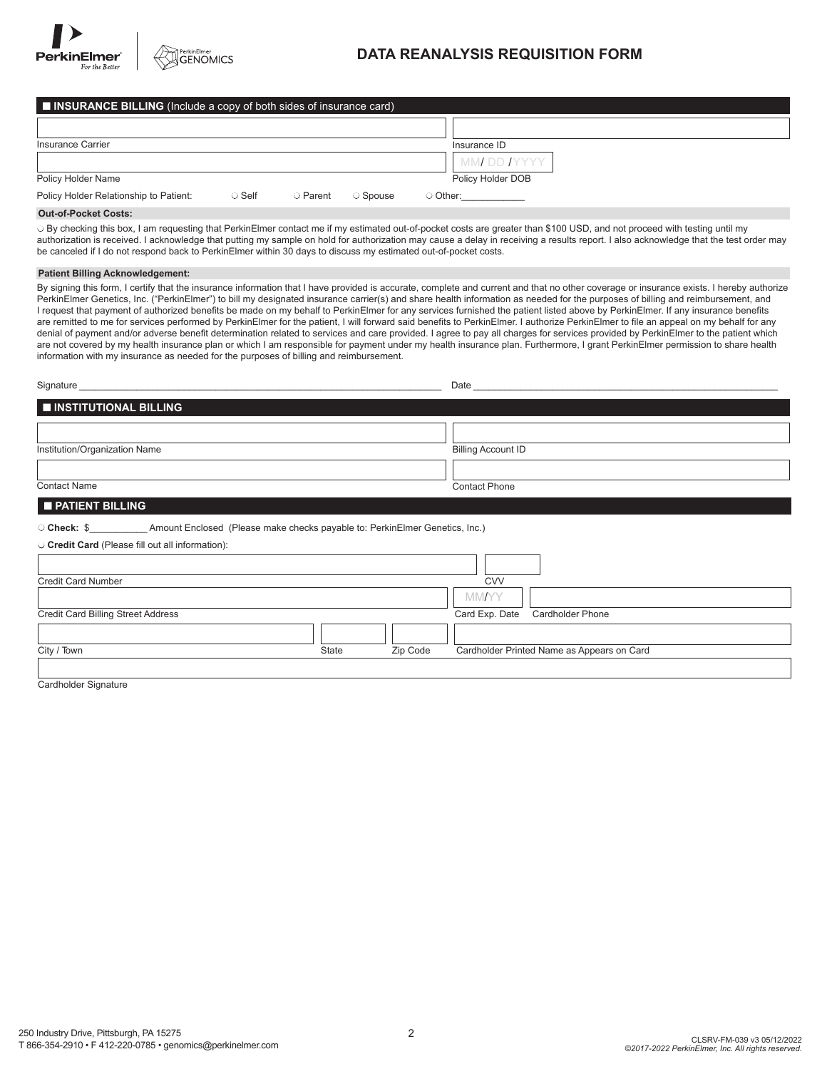# DATA REANALYSIS REQUISITION FORM

## ■ INSURANCE BILLING (Include a copy of both sides of insurance card)

| | |
|---|---|
| Insurance Carrier | Insurance ID |
| Policy Holder Name | Policy Holder DOB (MM/ DD / YYYY) |

Policy Holder Relationship to Patient: ○ Self ○ Parent ○ Spouse ○ Other:___________

**Out-of-Pocket Costs:**

○ By checking this box, I am requesting that PerkinElmer contact me if my estimated out-of-pocket costs are greater than $100 USD, and not proceed with testing until my authorization is received. I acknowledge that putting my sample on hold for authorization may cause a delay in receiving a results report. I also acknowledge that the test order may be canceled if I do not respond back to PerkinElmer within 30 days to discuss my estimated out-of-pocket costs.

**Patient Billing Acknowledgement:**

By signing this form, I certify that the insurance information that I have provided is accurate, complete and current and that no other coverage or insurance exists. I hereby authorize PerkinElmer Genetics, Inc. ("PerkinElmer") to bill my designated insurance carrier(s) and share health information as needed for the purposes of billing and reimbursement, and I request that payment of authorized benefits be made on my behalf to PerkinElmer for any services furnished the patient listed above by PerkinElmer. If any insurance benefits are remitted to me for services performed by PerkinElmer for the patient, I will forward said benefits to PerkinElmer. I authorize PerkinElmer to file an appeal on my behalf for any denial of payment and/or adverse benefit determination related to services and care provided. I agree to pay all charges for services provided by PerkinElmer to the patient which are not covered by my health insurance plan or which I am responsible for payment under my health insurance plan. Furthermore, I grant PerkinElmer permission to share health information with my insurance as needed for the purposes of billing and reimbursement.

Signature ____________________________________________ Date ____________________________________________

## ■ INSTITUTIONAL BILLING

| | |
|---|---|
| Institution/Organization Name | Billing Account ID |
| Contact Name | Contact Phone |

## ■ PATIENT BILLING

○ **Check:** $__________ Amount Enclosed (Please make checks payable to: PerkinElmer Genetics, Inc.)

○ **Credit Card** (Please fill out all information):

| | | | |
|---|---|---|---|
| Credit Card Number | | | CVV |
| Credit Card Billing Street Address | | | Card Exp. Date (MM/YY) / Cardholder Phone |
| City / Town | State | Zip Code | Cardholder Printed Name as Appears on Card |

Cardholder Signature

250 Industry Drive, Pittsburgh, PA 15275
T 866-354-2910 • F 412-220-0785 • genomics@perkinelmer.com

CLSRV-FM-039 v3 05/12/2022
*©2017-2022 PerkinElmer, Inc. All rights reserved.*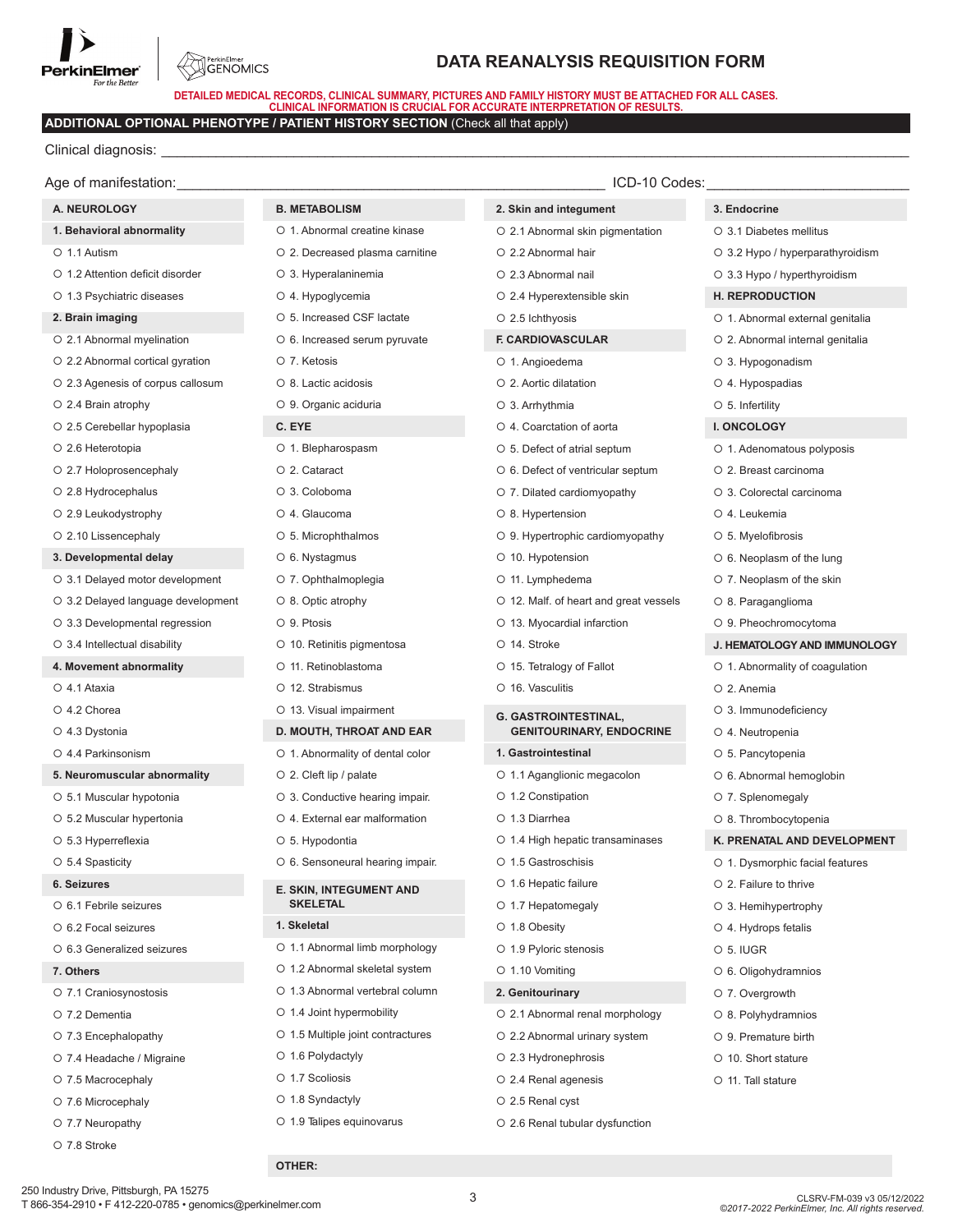# DATA REANALYSIS REQUISITION FORM

**DETAILED MEDICAL RECORDS, CLINICAL SUMMARY, PICTURES AND FAMILY HISTORY MUST BE ATTACHED FOR ALL CASES. CLINICAL INFORMATION IS CRUCIAL FOR ACCURATE INTERPRETATION OF RESULTS.**

## ADDITIONAL OPTIONAL PHENOTYPE / PATIENT HISTORY SECTION (Check all that apply)

Clinical diagnosis: ____________________________________________

Age of manifestation: ______________________ ICD-10 Codes: ______________________

### A. NEUROLOGY

**1. Behavioral abnormality**
- ○ 1.1 Autism
- ○ 1.2 Attention deficit disorder
- ○ 1.3 Psychiatric diseases

**2. Brain imaging**
- ○ 2.1 Abnormal myelination
- ○ 2.2 Abnormal cortical gyration
- ○ 2.3 Agenesis of corpus callosum
- ○ 2.4 Brain atrophy
- ○ 2.5 Cerebellar hypoplasia
- ○ 2.6 Heterotopia
- ○ 2.7 Holoprosencephaly
- ○ 2.8 Hydrocephalus
- ○ 2.9 Leukodystrophy
- ○ 2.10 Lissencephaly

**3. Developmental delay**
- ○ 3.1 Delayed motor development
- ○ 3.2 Delayed language development
- ○ 3.3 Developmental regression
- ○ 3.4 Intellectual disability

**4. Movement abnormality**
- ○ 4.1 Ataxia
- ○ 4.2 Chorea
- ○ 4.3 Dystonia
- ○ 4.4 Parkinsonism

**5. Neuromuscular abnormality**
- ○ 5.1 Muscular hypotonia
- ○ 5.2 Muscular hypertonia
- ○ 5.3 Hyperreflexia
- ○ 5.4 Spasticity

**6. Seizures**
- ○ 6.1 Febrile seizures
- ○ 6.2 Focal seizures
- ○ 6.3 Generalized seizures

**7. Others**
- ○ 7.1 Craniosynostosis
- ○ 7.2 Dementia
- ○ 7.3 Encephalopathy
- ○ 7.4 Headache / Migraine
- ○ 7.5 Macrocephaly
- ○ 7.6 Microcephaly
- ○ 7.7 Neuropathy
- ○ 7.8 Stroke

### B. METABOLISM
- ○ 1. Abnormal creatine kinase
- ○ 2. Decreased plasma carnitine
- ○ 3. Hyperalaninemia
- ○ 4. Hypoglycemia
- ○ 5. Increased CSF lactate
- ○ 6. Increased serum pyruvate
- ○ 7. Ketosis
- ○ 8. Lactic acidosis
- ○ 9. Organic aciduria

### C. EYE
- ○ 1. Blepharospasm
- ○ 2. Cataract
- ○ 3. Coloboma
- ○ 4. Glaucoma
- ○ 5. Microphthalmos
- ○ 6. Nystagmus
- ○ 7. Ophthalmoplegia
- ○ 8. Optic atrophy
- ○ 9. Ptosis
- ○ 10. Retinitis pigmentosa
- ○ 11. Retinoblastoma
- ○ 12. Strabismus
- ○ 13. Visual impairment

### D. MOUTH, THROAT AND EAR
- ○ 1. Abnormality of dental color
- ○ 2. Cleft lip / palate
- ○ 3. Conductive hearing impair.
- ○ 4. External ear malformation
- ○ 5. Hypodontia
- ○ 6. Sensoneural hearing impair.

### E. SKIN, INTEGUMENT AND SKELETAL

**1. Skeletal**
- ○ 1.1 Abnormal limb morphology
- ○ 1.2 Abnormal skeletal system
- ○ 1.3 Abnormal vertebral column
- ○ 1.4 Joint hypermobility
- ○ 1.5 Multiple joint contractures
- ○ 1.6 Polydactyly
- ○ 1.7 Scoliosis
- ○ 1.8 Syndactyly
- ○ 1.9 Talipes equinovarus

**2. Skin and integument**
- ○ 2.1 Abnormal skin pigmentation
- ○ 2.2 Abnormal hair
- ○ 2.3 Abnormal nail
- ○ 2.4 Hyperextensible skin
- ○ 2.5 Ichthyosis

### F. CARDIOVASCULAR
- ○ 1. Angioedema
- ○ 2. Aortic dilatation
- ○ 3. Arrhythmia
- ○ 4. Coarctation of aorta
- ○ 5. Defect of atrial septum
- ○ 6. Defect of ventricular septum
- ○ 7. Dilated cardiomyopathy
- ○ 8. Hypertension
- ○ 9. Hypertrophic cardiomyopathy
- ○ 10. Hypotension
- ○ 11. Lymphedema
- ○ 12. Malf. of heart and great vessels
- ○ 13. Myocardial infarction
- ○ 14. Stroke
- ○ 15. Tetralogy of Fallot
- ○ 16. Vasculitis

### G. GASTROINTESTINAL, GENITOURINARY, ENDOCRINE

**1. Gastrointestinal**
- ○ 1.1 Aganglionic megacolon
- ○ 1.2 Constipation
- ○ 1.3 Diarrhea
- ○ 1.4 High hepatic transaminases
- ○ 1.5 Gastroschisis
- ○ 1.6 Hepatic failure
- ○ 1.7 Hepatomegaly
- ○ 1.8 Obesity
- ○ 1.9 Pyloric stenosis
- ○ 1.10 Vomiting

**2. Genitourinary**
- ○ 2.1 Abnormal renal morphology
- ○ 2.2 Abnormal urinary system
- ○ 2.3 Hydronephrosis
- ○ 2.4 Renal agenesis
- ○ 2.5 Renal cyst
- ○ 2.6 Renal tubular dysfunction

**3. Endocrine**
- ○ 3.1 Diabetes mellitus
- ○ 3.2 Hypo / hyperparathyroidism
- ○ 3.3 Hypo / hyperthyroidism

### H. REPRODUCTION
- ○ 1. Abnormal external genitalia
- ○ 2. Abnormal internal genitalia
- ○ 3. Hypogonadism
- ○ 4. Hypospadias
- ○ 5. Infertility

### I. ONCOLOGY
- ○ 1. Adenomatous polyposis
- ○ 2. Breast carcinoma
- ○ 3. Colorectal carcinoma
- ○ 4. Leukemia
- ○ 5. Myelofibrosis
- ○ 6. Neoplasm of the lung
- ○ 7. Neoplasm of the skin
- ○ 8. Paraganglioma
- ○ 9. Pheochromocytoma

### J. HEMATOLOGY AND IMMUNOLOGY
- ○ 1. Abnormality of coagulation
- ○ 2. Anemia
- ○ 3. Immunodeficiency
- ○ 4. Neutropenia
- ○ 5. Pancytopenia
- ○ 6. Abnormal hemoglobin
- ○ 7. Splenomegaly
- ○ 8. Thrombocytopenia

### K. PRENATAL AND DEVELOPMENT
- ○ 1. Dysmorphic facial features
- ○ 2. Failure to thrive
- ○ 3. Hemihypertrophy
- ○ 4. Hydrops fetalis
- ○ 5. IUGR
- ○ 6. Oligohydramnios
- ○ 7. Overgrowth
- ○ 8. Polyhydramnios
- ○ 9. Premature birth
- ○ 10. Short stature
- ○ 11. Tall stature

**OTHER:**

250 Industry Drive, Pittsburgh, PA 15275
T 866-354-2910 • F 412-220-0785 • genomics@perkinelmer.com

CLSRV-FM-039 v3 05/12/2022
*©2017-2022 PerkinElmer, Inc. All rights reserved.*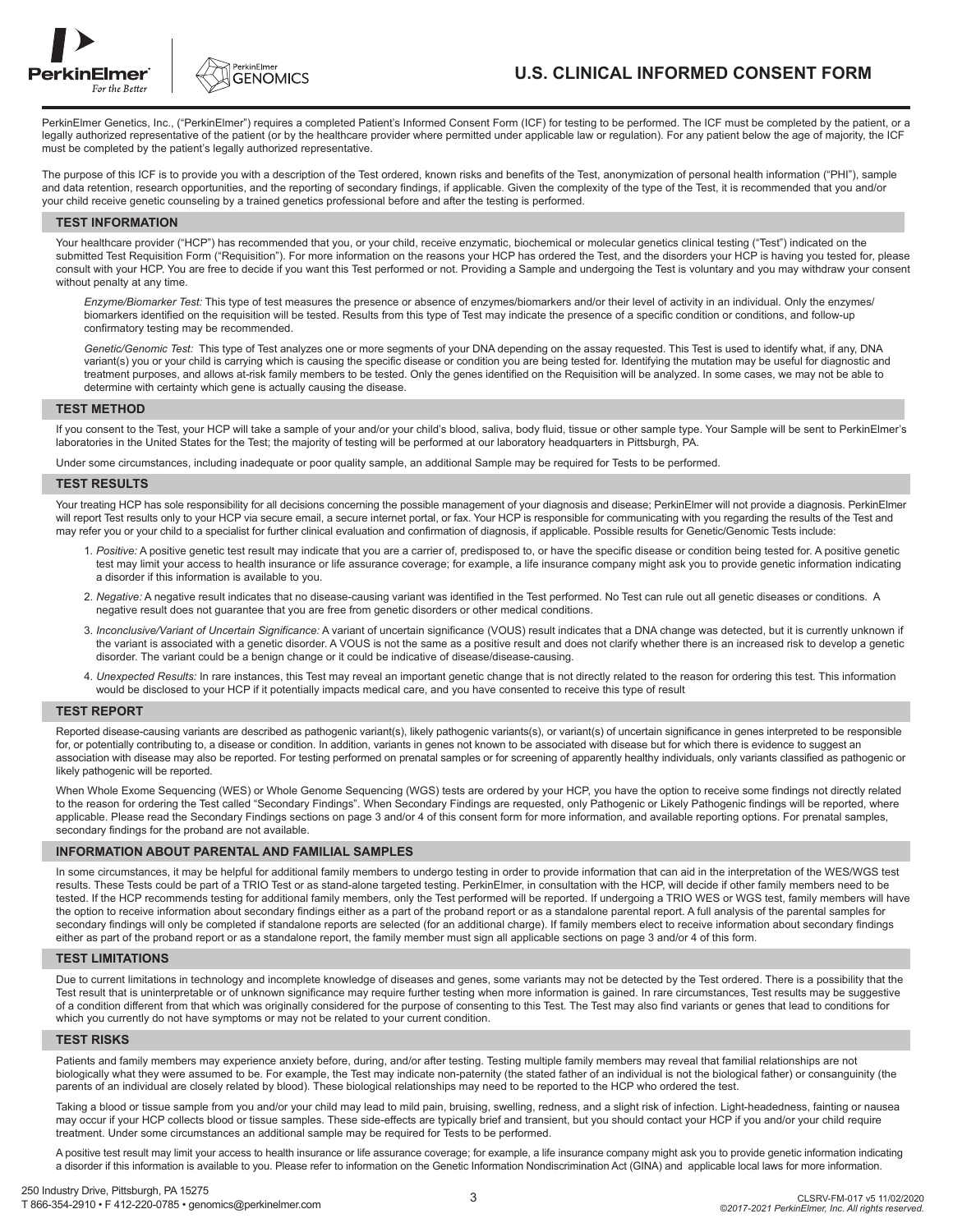# U.S. CLINICAL INFORMED CONSENT FORM

PerkinElmer Genetics, Inc., ("PerkinElmer") requires a completed Patient's Informed Consent Form (ICF) for testing to be performed. The ICF must be completed by the patient, or a legally authorized representative of the patient (or by the healthcare provider where permitted under applicable law or regulation). For any patient below the age of majority, the ICF must be completed by the patient's legally authorized representative.

The purpose of this ICF is to provide you with a description of the Test ordered, known risks and benefits of the Test, anonymization of personal health information ("PHI"), sample and data retention, research opportunities, and the reporting of secondary findings, if applicable. Given the complexity of the type of the Test, it is recommended that you and/or your child receive genetic counseling by a trained genetics professional before and after the testing is performed.

## TEST INFORMATION

Your healthcare provider ("HCP") has recommended that you, or your child, receive enzymatic, biochemical or molecular genetics clinical testing ("Test") indicated on the submitted Test Requisition Form ("Requisition"). For more information on the reasons your HCP has ordered the Test, and the disorders your HCP is having you tested for, please consult with your HCP. You are free to decide if you want this Test performed or not. Providing a Sample and undergoing the Test is voluntary and you may withdraw your consent without penalty at any time.

*Enzyme/Biomarker Test:* This type of test measures the presence or absence of enzymes/biomarkers and/or their level of activity in an individual. Only the enzymes/biomarkers identified on the requisition will be tested. Results from this type of Test may indicate the presence of a specific condition or conditions, and follow-up confirmatory testing may be recommended.

*Genetic/Genomic Test:* This type of Test analyzes one or more segments of your DNA depending on the assay requested. This Test is used to identify what, if any, DNA variant(s) you or your child is carrying which is causing the specific disease or condition you are being tested for. Identifying the mutation may be useful for diagnostic and treatment purposes, and allows at-risk family members to be tested. Only the genes identified on the Requisition will be analyzed. In some cases, we may not be able to determine with certainty which gene is actually causing the disease.

## TEST METHOD

If you consent to the Test, your HCP will take a sample of your and/or your child's blood, saliva, body fluid, tissue or other sample type. Your Sample will be sent to PerkinElmer's laboratories in the United States for the Test; the majority of testing will be performed at our laboratory headquarters in Pittsburgh, PA.

Under some circumstances, including inadequate or poor quality sample, an additional Sample may be required for Tests to be performed.

## TEST RESULTS

Your treating HCP has sole responsibility for all decisions concerning the possible management of your diagnosis and disease; PerkinElmer will not provide a diagnosis. PerkinElmer will report Test results only to your HCP via secure email, a secure internet portal, or fax. Your HCP is responsible for communicating with you regarding the results of the Test and may refer you or your child to a specialist for further clinical evaluation and confirmation of diagnosis, if applicable. Possible results for Genetic/Genomic Tests include:

1. *Positive:* A positive genetic test result may indicate that you are a carrier of, predisposed to, or have the specific disease or condition being tested for. A positive genetic test may limit your access to health insurance or life assurance coverage; for example, a life insurance company might ask you to provide genetic information indicating a disorder if this information is available to you.
2. *Negative:* A negative result indicates that no disease-causing variant was identified in the Test performed. No Test can rule out all genetic diseases or conditions. A negative result does not guarantee that you are free from genetic disorders or other medical conditions.
3. *Inconclusive/Variant of Uncertain Significance:* A variant of uncertain significance (VOUS) result indicates that a DNA change was detected, but it is currently unknown if the variant is associated with a genetic disorder. A VOUS is not the same as a positive result and does not clarify whether there is an increased risk to develop a genetic disorder. The variant could be a benign change or it could be indicative of disease/disease-causing.
4. *Unexpected Results:* In rare instances, this Test may reveal an important genetic change that is not directly related to the reason for ordering this test. This information would be disclosed to your HCP if it potentially impacts medical care, and you have consented to receive this type of result

## TEST REPORT

Reported disease-causing variants are described as pathogenic variant(s), likely pathogenic variants(s), or variant(s) of uncertain significance in genes interpreted to be responsible for, or potentially contributing to, a disease or condition. In addition, variants in genes not known to be associated with disease but for which there is evidence to suggest an association with disease may also be reported. For testing performed on prenatal samples or for screening of apparently healthy individuals, only variants classified as pathogenic or likely pathogenic will be reported.

When Whole Exome Sequencing (WES) or Whole Genome Sequencing (WGS) tests are ordered by your HCP, you have the option to receive some findings not directly related to the reason for ordering the Test called "Secondary Findings". When Secondary Findings are requested, only Pathogenic or Likely Pathogenic findings will be reported, where applicable. Please read the Secondary Findings sections on page 3 and/or 4 of this consent form for more information, and available reporting options. For prenatal samples, secondary findings for the proband are not available.

## INFORMATION ABOUT PARENTAL AND FAMILIAL SAMPLES

In some circumstances, it may be helpful for additional family members to undergo testing in order to provide information that can aid in the interpretation of the WES/WGS test results. These Tests could be part of a TRIO Test or as stand-alone targeted testing. PerkinElmer, in consultation with the HCP, will decide if other family members need to be tested. If the HCP recommends testing for additional family members, only the Test performed will be reported. If undergoing a TRIO WES or WGS test, family members will have the option to receive information about secondary findings either as a part of the proband report or as a standalone parental report. A full analysis of the parental samples for secondary findings will only be completed if standalone reports are selected (for an additional charge). If family members elect to receive information about secondary findings either as part of the proband report or as a standalone report, the family member must sign all applicable sections on page 3 and/or 4 of this form.

## TEST LIMITATIONS

Due to current limitations in technology and incomplete knowledge of diseases and genes, some variants may not be detected by the Test ordered. There is a possibility that the Test result that is uninterpretable or of unknown significance may require further testing when more information is gained. In rare circumstances, Test results may be suggestive of a condition different from that which was originally considered for the purpose of consenting to this Test. The Test may also find variants or genes that lead to conditions for which you currently do not have symptoms or may not be related to your current condition.

## TEST RISKS

Patients and family members may experience anxiety before, during, and/or after testing. Testing multiple family members may reveal that familial relationships are not biologically what they were assumed to be. For example, the Test may indicate non-paternity (the stated father of an individual is not the biological father) or consanguinity (the parents of an individual are closely related by blood). These biological relationships may need to be reported to the HCP who ordered the test.

Taking a blood or tissue sample from you and/or your child may lead to mild pain, bruising, swelling, redness, and a slight risk of infection. Light-headedness, fainting or nausea may occur if your HCP collects blood or tissue samples. These side-effects are typically brief and transient, but you should contact your HCP if you and/or your child require treatment. Under some circumstances an additional sample may be required for Tests to be performed.

A positive test result may limit your access to health insurance or life assurance coverage; for example, a life insurance company might ask you to provide genetic information indicating a disorder if this information is available to you. Please refer to information on the Genetic Information Nondiscrimination Act (GINA) and applicable local laws for more information.

250 Industry Drive, Pittsburgh, PA 15275
T 866-354-2910 • F 412-220-0785 • genomics@perkinelmer.com

CLSRV-FM-017 v5 11/02/2020
©2017-2021 PerkinElmer, Inc. All rights reserved.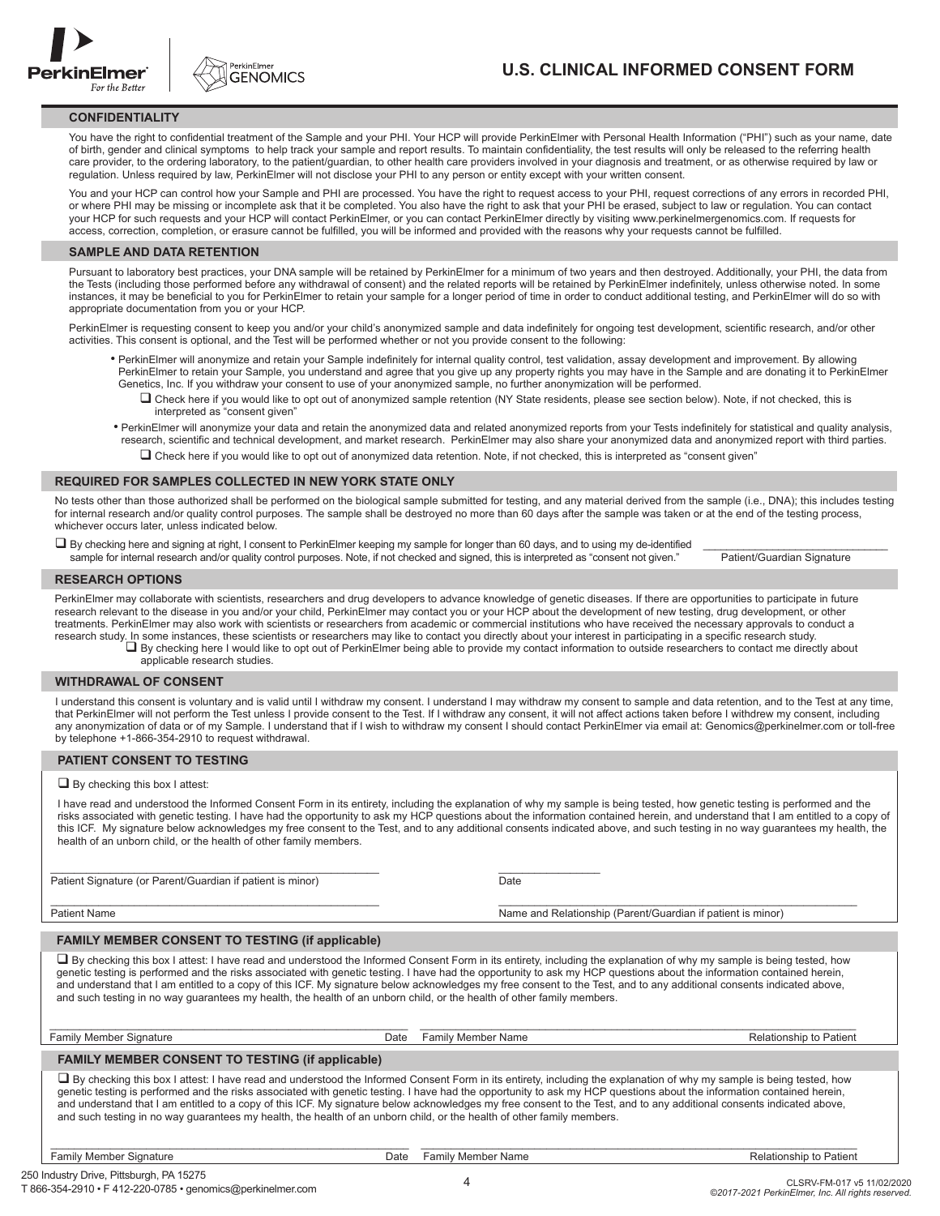# U.S. CLINICAL INFORMED CONSENT FORM

## CONFIDENTIALITY

You have the right to confidential treatment of the Sample and your PHI. Your HCP will provide PerkinElmer with Personal Health Information ("PHI") such as your name, date of birth, gender and clinical symptoms to help track your sample and report results. To maintain confidentiality, the test results will only be released to the referring health care provider, to the ordering laboratory, to the patient/guardian, to other health care providers involved in your diagnosis and treatment, or as otherwise required by law or regulation. Unless required by law, PerkinElmer will not disclose your PHI to any person or entity except with your written consent.

You and your HCP can control how your Sample and PHI are processed. You have the right to request access to your PHI, request corrections of any errors in recorded PHI, or where PHI may be missing or incomplete ask that it be completed. You also have the right to ask that your PHI be erased, subject to law or regulation. You can contact your HCP for such requests and your HCP will contact PerkinElmer, or you can contact PerkinElmer directly by visiting www.perkinelmergenomics.com. If requests for access, correction, completion, or erasure cannot be fulfilled, you will be informed and provided with the reasons why your requests cannot be fulfilled.

## SAMPLE AND DATA RETENTION

Pursuant to laboratory best practices, your DNA sample will be retained by PerkinElmer for a minimum of two years and then destroyed. Additionally, your PHI, the data from the Tests (including those performed before any withdrawal of consent) and the related reports will be retained by PerkinElmer indefinitely, unless otherwise noted. In some instances, it may be beneficial to you for PerkinElmer to retain your sample for a longer period of time in order to conduct additional testing, and PerkinElmer will do so with appropriate documentation from you or your HCP.

PerkinElmer is requesting consent to keep you and/or your child's anonymized sample and data indefinitely for ongoing test development, scientific research, and/or other activities. This consent is optional, and the Test will be performed whether or not you provide consent to the following:

- PerkinElmer will anonymize and retain your Sample indefinitely for internal quality control, test validation, assay development and improvement. By allowing PerkinElmer to retain your Sample, you understand and agree that you give up any property rights you may have in the Sample and are donating it to PerkinElmer Genetics, Inc. If you withdraw your consent to use of your anonymized sample, no further anonymization will be performed.
  - ☐ Check here if you would like to opt out of anonymized sample retention (NY State residents, please see section below). Note, if not checked, this is interpreted as "consent given"
- PerkinElmer will anonymize your data and retain the anonymized data and related anonymized reports from your Tests indefinitely for statistical and quality analysis, research, scientific and technical development, and market research. PerkinElmer may also share your anonymized data and anonymized report with third parties.
  - ☐ Check here if you would like to opt out of anonymized data retention. Note, if not checked, this is interpreted as "consent given"

## REQUIRED FOR SAMPLES COLLECTED IN NEW YORK STATE ONLY

No tests other than those authorized shall be performed on the biological sample submitted for testing, and any material derived from the sample (i.e., DNA); this includes testing for internal research and/or quality control purposes. The sample shall be destroyed no more than 60 days after the sample was taken or at the end of the testing process, whichever occurs later, unless indicated below.

☐ By checking here and signing at right, I consent to PerkinElmer keeping my sample for longer than 60 days, and to using my de-identified sample for internal research and/or quality control purposes. Note, if not checked and signed, this is interpreted as "consent not given."

\_\_\_\_\_\_\_\_\_\_\_\_\_\_\_\_\_\_\_\_\_\_\_\_\_\_\_\_\_\_
Patient/Guardian Signature

## RESEARCH OPTIONS

PerkinElmer may collaborate with scientists, researchers and drug developers to advance knowledge of genetic diseases. If there are opportunities to participate in future research relevant to the disease in you and/or your child, PerkinElmer may contact you or your HCP about the development of new testing, drug development, or other treatments. PerkinElmer may also work with scientists or researchers from academic or commercial institutions who have received the necessary approvals to conduct a research study. In some instances, these scientists or researchers may like to contact you directly about your interest in participating in a specific research study.

☐ By checking here I would like to opt out of PerkinElmer being able to provide my contact information to outside researchers to contact me directly about applicable research studies.

## WITHDRAWAL OF CONSENT

I understand this consent is voluntary and is valid until I withdraw my consent. I understand I may withdraw my consent to sample and data retention, and to the Test at any time, that PerkinElmer will not perform the Test unless I provide consent to the Test. If I withdraw any consent, it will not affect actions taken before I withdrew my consent, including any anonymization of data or of my Sample. I understand that if I wish to withdraw my consent I should contact PerkinElmer via email at: Genomics@perkinelmer.com or toll-free by telephone +1-866-354-2910 to request withdrawal.

## PATIENT CONSENT TO TESTING

☐ By checking this box I attest:

I have read and understood the Informed Consent Form in its entirety, including the explanation of why my sample is being tested, how genetic testing is performed and the risks associated with genetic testing. I have had the opportunity to ask my HCP questions about the information contained herein, and understand that I am entitled to a copy of this ICF. My signature below acknowledges my free consent to the Test, and to any additional consents indicated above, and such testing in no way guarantees my health, the health of an unborn child, or the health of other family members.

\_\_\_\_\_\_\_\_\_\_\_\_\_\_\_\_\_\_\_\_\_\_\_\_\_\_\_\_\_\_ Patient Signature (or Parent/Guardian if patient is minor)

\_\_\_\_\_\_\_\_\_\_\_\_\_\_\_\_ Date

\_\_\_\_\_\_\_\_\_\_\_\_\_\_\_\_\_\_\_\_\_\_\_\_\_\_\_\_\_\_ Patient Name

\_\_\_\_\_\_\_\_\_\_\_\_\_\_\_\_\_\_\_\_\_\_\_\_\_\_\_\_\_\_ Name and Relationship (Parent/Guardian if patient is minor)

## FAMILY MEMBER CONSENT TO TESTING (if applicable)

☐ By checking this box I attest: I have read and understood the Informed Consent Form in its entirety, including the explanation of why my sample is being tested, how genetic testing is performed and the risks associated with genetic testing. I have had the opportunity to ask my HCP questions about the information contained herein, and understand that I am entitled to a copy of this ICF. My signature below acknowledges my free consent to the Test, and to any additional consents indicated above, and such testing in no way guarantees my health, the health of an unborn child, or the health of other family members.

\_\_\_\_\_\_\_\_\_\_\_\_\_\_\_\_\_\_\_\_\_\_\_\_\_\_\_\_\_\_ Family Member Signature | Date | Family Member Name | Relationship to Patient

## FAMILY MEMBER CONSENT TO TESTING (if applicable)

☐ By checking this box I attest: I have read and understood the Informed Consent Form in its entirety, including the explanation of why my sample is being tested, how genetic testing is performed and the risks associated with genetic testing. I have had the opportunity to ask my HCP questions about the information contained herein, and understand that I am entitled to a copy of this ICF. My signature below acknowledges my free consent to the Test, and to any additional consents indicated above, and such testing in no way guarantees my health, the health of an unborn child, or the health of other family members.

\_\_\_\_\_\_\_\_\_\_\_\_\_\_\_\_\_\_\_\_\_\_\_\_\_\_\_\_\_\_ Family Member Signature | Date | Family Member Name | Relationship to Patient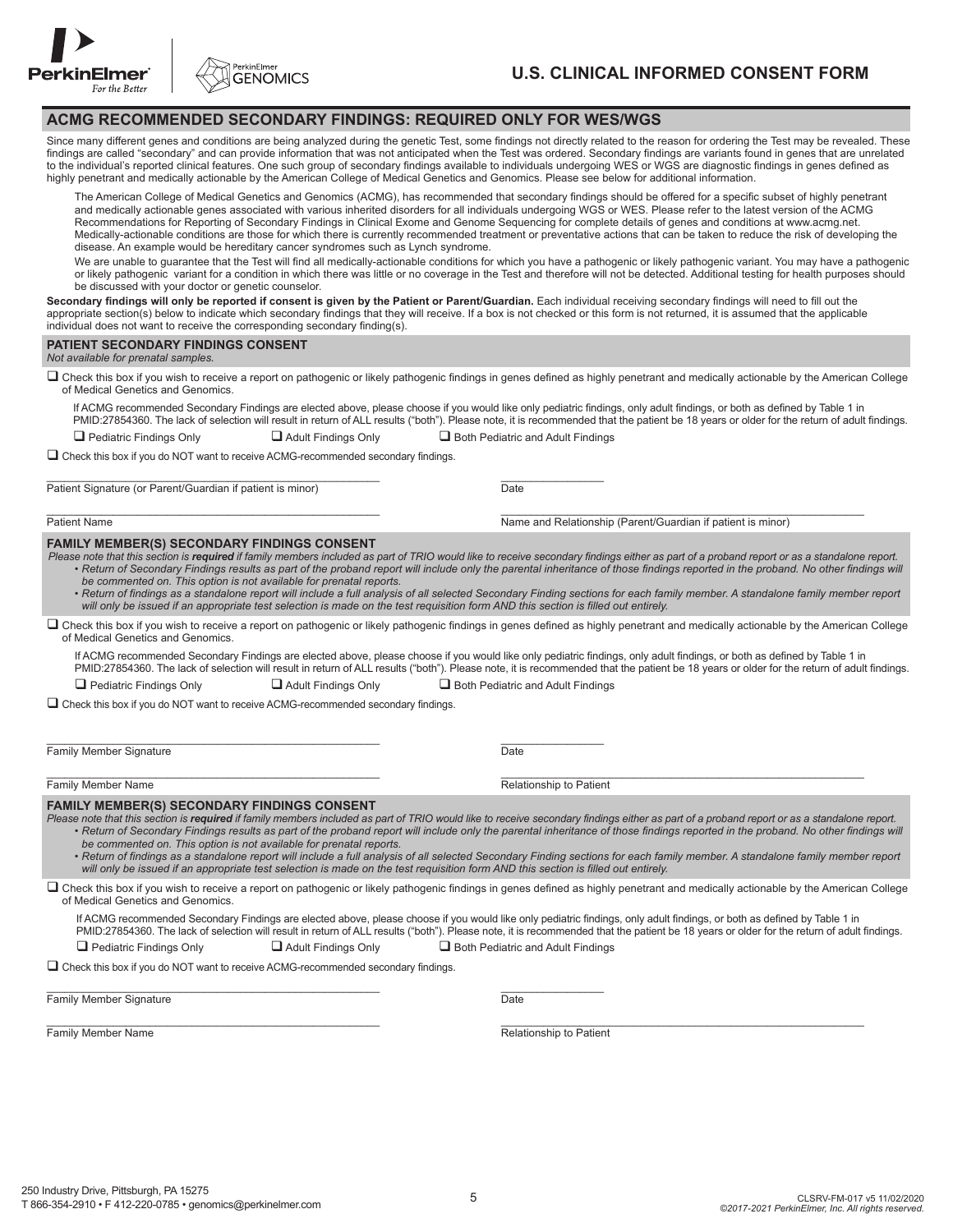# U.S. CLINICAL INFORMED CONSENT FORM

## ACMG RECOMMENDED SECONDARY FINDINGS: REQUIRED ONLY FOR WES/WGS

Since many different genes and conditions are being analyzed during the genetic Test, some findings not directly related to the reason for ordering the Test may be revealed. These findings are called "secondary" and can provide information that was not anticipated when the Test was ordered. Secondary findings are variants found in genes that are unrelated to the individual's reported clinical features. One such group of secondary findings available to individuals undergoing WES or WGS are diagnostic findings in genes defined as highly penetrant and medically actionable by the American College of Medical Genetics and Genomics. Please see below for additional information.

The American College of Medical Genetics and Genomics (ACMG), has recommended that secondary findings should be offered for a specific subset of highly penetrant and medically actionable genes associated with various inherited disorders for all individuals undergoing WGS or WES. Please refer to the latest version of the ACMG Recommendations for Reporting of Secondary Findings in Clinical Exome and Genome Sequencing for complete details of genes and conditions at www.acmg.net. Medically-actionable conditions are those for which there is currently recommended treatment or preventative actions that can be taken to reduce the risk of developing the disease. An example would be hereditary cancer syndromes such as Lynch syndrome.

We are unable to guarantee that the Test will find all medically-actionable conditions for which you have a pathogenic or likely pathogenic variant. You may have a pathogenic or likely pathogenic variant for a condition in which there was little or no coverage in the Test and therefore will not be detected. Additional testing for health purposes should be discussed with your doctor or genetic counselor.

**Secondary findings will only be reported if consent is given by the Patient or Parent/Guardian.** Each individual receiving secondary findings will need to fill out the appropriate section(s) below to indicate which secondary findings that they will receive. If a box is not checked or this form is not returned, it is assumed that the applicable individual does not want to receive the corresponding secondary finding(s).

### PATIENT SECONDARY FINDINGS CONSENT

*Not available for prenatal samples.*

☐ Check this box if you wish to receive a report on pathogenic or likely pathogenic findings in genes defined as highly penetrant and medically actionable by the American College of Medical Genetics and Genomics.

If ACMG recommended Secondary Findings are elected above, please choose if you would like only pediatric findings, only adult findings, or both as defined by Table 1 in PMID:27854360. The lack of selection will result in return of ALL results ("both"). Please note, it is recommended that the patient be 18 years or older for the return of adult findings.

☐ Pediatric Findings Only ☐ Adult Findings Only ☐ Both Pediatric and Adult Findings

☐ Check this box if you do NOT want to receive ACMG-recommended secondary findings.

Patient Signature (or Parent/Guardian if patient is minor) \_\_\_\_\_\_\_\_\_\_\_\_\_\_\_\_ Date \_\_\_\_\_\_\_\_

Patient Name \_\_\_\_\_\_\_\_\_\_\_\_\_\_\_\_ Name and Relationship (Parent/Guardian if patient is minor) \_\_\_\_\_\_\_\_\_\_\_\_\_\_\_\_

### FAMILY MEMBER(S) SECONDARY FINDINGS CONSENT

*Please note that this section is **required** if family members included as part of TRIO would like to receive secondary findings either as part of a proband report or as a standalone report.*

- *Return of Secondary Findings results as part of the proband report will include only the parental inheritance of those findings reported in the proband. No other findings will be commented on. This option is not available for prenatal reports.*
- *Return of findings as a standalone report will include a full analysis of all selected Secondary Finding sections for each family member. A standalone family member report will only be issued if an appropriate test selection is made on the test requisition form AND this section is filled out entirely.*

☐ Check this box if you wish to receive a report on pathogenic or likely pathogenic findings in genes defined as highly penetrant and medically actionable by the American College of Medical Genetics and Genomics.

If ACMG recommended Secondary Findings are elected above, please choose if you would like only pediatric findings, only adult findings, or both as defined by Table 1 in PMID:27854360. The lack of selection will result in return of ALL results ("both"). Please note, it is recommended that the patient be 18 years or older for the return of adult findings.

☐ Pediatric Findings Only ☐ Adult Findings Only ☐ Both Pediatric and Adult Findings

☐ Check this box if you do NOT want to receive ACMG-recommended secondary findings.

Family Member Signature \_\_\_\_\_\_\_\_\_\_\_\_\_\_\_\_ Date \_\_\_\_\_\_\_\_

Family Member Name \_\_\_\_\_\_\_\_\_\_\_\_\_\_\_\_ Relationship to Patient \_\_\_\_\_\_\_\_\_\_\_\_\_\_\_\_

### FAMILY MEMBER(S) SECONDARY FINDINGS CONSENT

*Please note that this section is **required** if family members included as part of TRIO would like to receive secondary findings either as part of a proband report or as a standalone report.*

- *Return of Secondary Findings results as part of the proband report will include only the parental inheritance of those findings reported in the proband. No other findings will be commented on. This option is not available for prenatal reports.*
- *Return of findings as a standalone report will include a full analysis of all selected Secondary Finding sections for each family member. A standalone family member report will only be issued if an appropriate test selection is made on the test requisition form AND this section is filled out entirely.*

☐ Check this box if you wish to receive a report on pathogenic or likely pathogenic findings in genes defined as highly penetrant and medically actionable by the American College of Medical Genetics and Genomics.

If ACMG recommended Secondary Findings are elected above, please choose if you would like only pediatric findings, only adult findings, or both as defined by Table 1 in PMID:27854360. The lack of selection will result in return of ALL results ("both"). Please note, it is recommended that the patient be 18 years or older for the return of adult findings.

☐ Pediatric Findings Only ☐ Adult Findings Only ☐ Both Pediatric and Adult Findings

☐ Check this box if you do NOT want to receive ACMG-recommended secondary findings.

Family Member Signature \_\_\_\_\_\_\_\_\_\_\_\_\_\_\_\_ Date \_\_\_\_\_\_\_\_

Family Member Name \_\_\_\_\_\_\_\_\_\_\_\_\_\_\_\_ Relationship to Patient \_\_\_\_\_\_\_\_\_\_\_\_\_\_\_\_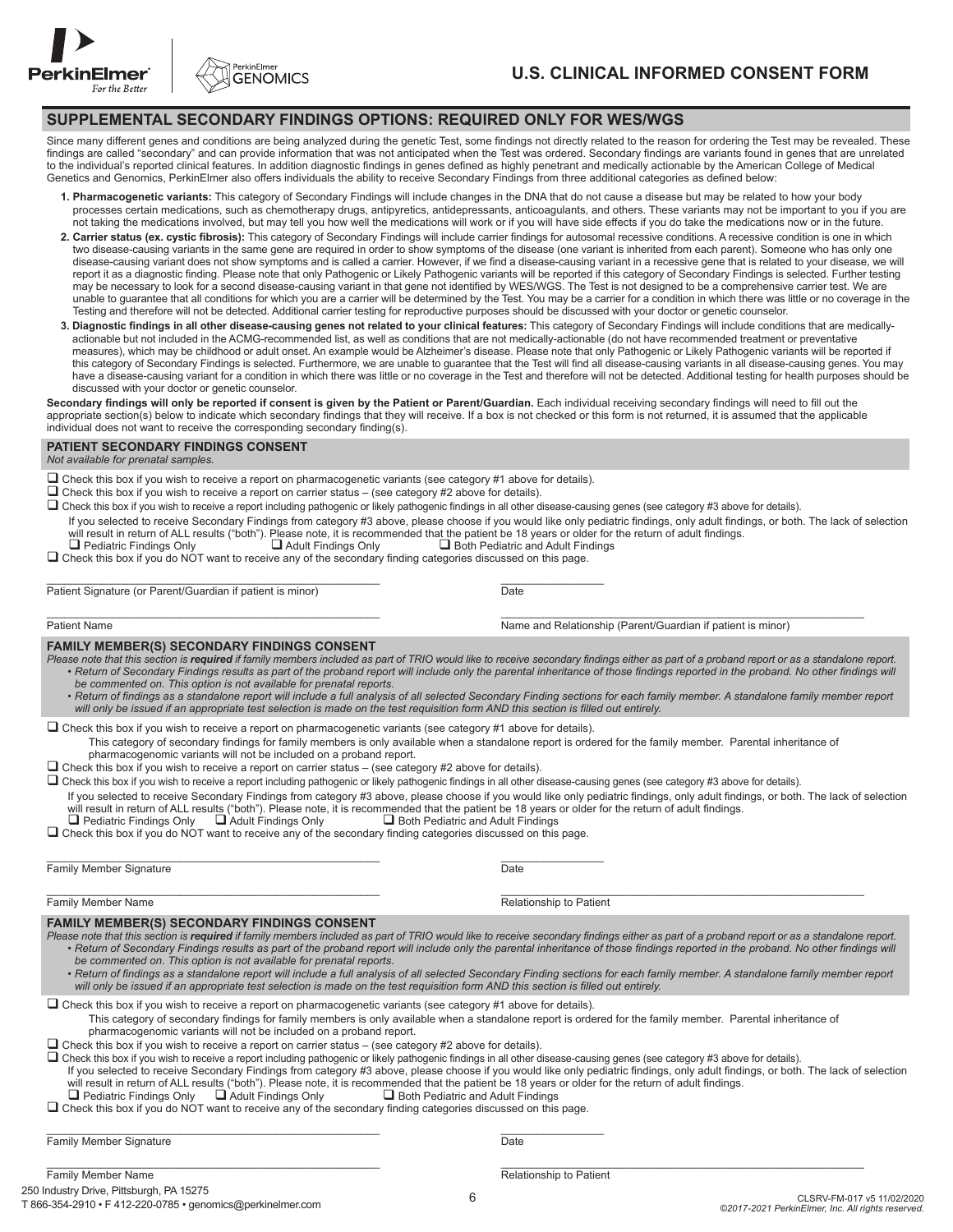# U.S. CLINICAL INFORMED CONSENT FORM

## SUPPLEMENTAL SECONDARY FINDINGS OPTIONS: REQUIRED ONLY FOR WES/WGS

Since many different genes and conditions are being analyzed during the genetic Test, some findings not directly related to the reason for ordering the Test may be revealed. These findings are called "secondary" and can provide information that was not anticipated when the Test was ordered. Secondary findings are variants found in genes that are unrelated to the individual's reported clinical features. In addition diagnostic findings in genes defined as highly penetrant and medically actionable by the American College of Medical Genetics and Genomics, PerkinElmer also offers individuals the ability to receive Secondary Findings from three additional categories as defined below:

1. **Pharmacogenetic variants:** This category of Secondary Findings will include changes in the DNA that do not cause a disease but may be related to how your body processes certain medications, such as chemotherapy drugs, antipyretics, antidepressants, anticoagulants, and others. These variants may not be important to you if you are not taking the medications involved, but may tell you how well the medications will work or if you will have side effects if you do take the medications now or in the future.
2. **Carrier status (ex. cystic fibrosis):** This category of Secondary Findings will include carrier findings for autosomal recessive conditions. A recessive condition is one in which two disease-causing variants in the same gene are required in order to show symptoms of the disease (one variant is inherited from each parent). Someone who has only one disease-causing variant does not show symptoms and is called a carrier. However, if we find a disease-causing variant in a recessive gene that is related to your disease, we will report it as a diagnostic finding. Please note that only Pathogenic or Likely Pathogenic variants will be reported if this category of Secondary Findings is selected. Further testing may be necessary to look for a second disease-causing variant in that gene not identified by WES/WGS. The Test is not designed to be a comprehensive carrier test. We are unable to guarantee that all conditions for which you are a carrier will be determined by the Test. You may be a carrier for a condition in which there was little or no coverage in the Testing and therefore will not be detected. Additional carrier testing for reproductive purposes should be discussed with your doctor or genetic counselor.
3. **Diagnostic findings in all other disease-causing genes not related to your clinical features:** This category of Secondary Findings will include conditions that are medically-actionable but not included in the ACMG-recommended list, as well as conditions that are not medically-actionable (do not have recommended treatment or preventative measures), which may be childhood or adult onset. An example would be Alzheimer's disease. Please note that only Pathogenic or Likely Pathogenic variants will be reported if this category of Secondary Findings is selected. Furthermore, we are unable to guarantee that the Test will find all disease-causing variants in all disease-causing genes. You may have a disease-causing variant for a condition in which there was little or no coverage in the Test and therefore will not be detected. Additional testing for health purposes should be discussed with your doctor or genetic counselor.

**Secondary findings will only be reported if consent is given by the Patient or Parent/Guardian.** Each individual receiving secondary findings will need to fill out the appropriate section(s) below to indicate which secondary findings that they will receive. If a box is not checked or this form is not returned, it is assumed that the applicable individual does not want to receive the corresponding secondary finding(s).

### PATIENT SECONDARY FINDINGS CONSENT

*Not available for prenatal samples.*

- ☐ Check this box if you wish to receive a report on pharmacogenetic variants (see category #1 above for details).
- ☐ Check this box if you wish to receive a report on carrier status – (see category #2 above for details).
- ☐ Check this box if you wish to receive a report including pathogenic or likely pathogenic findings in all other disease-causing genes (see category #3 above for details).

  If you selected to receive Secondary Findings from category #3 above, please choose if you would like only pediatric findings, only adult findings, or both. The lack of selection will result in return of ALL results ("both"). Please note, it is recommended that the patient be 18 years or older for the return of adult findings.

  ☐ Pediatric Findings Only ☐ Adult Findings Only ☐ Both Pediatric and Adult Findings
- ☐ Check this box if you do NOT want to receive any of the secondary finding categories discussed on this page.

\_\_\_\_\_\_\_\_\_\_\_\_\_\_\_\_\_\_\_\_\_\_\_\_\_\_\_\_\_\_\_\_\_\_ Patient Signature (or Parent/Guardian if patient is minor) \_\_\_\_\_\_\_\_\_\_\_\_ Date

\_\_\_\_\_\_\_\_\_\_\_\_\_\_\_\_\_\_\_\_\_\_\_\_\_\_\_\_\_\_\_\_\_\_ Patient Name \_\_\_\_\_\_\_\_\_\_\_\_\_\_\_\_\_\_\_\_\_\_\_\_\_\_\_\_\_\_\_\_\_\_ Name and Relationship (Parent/Guardian if patient is minor)

### FAMILY MEMBER(S) SECONDARY FINDINGS CONSENT

*Please note that this section is **required** if family members included as part of TRIO would like to receive secondary findings either as part of a proband report or as a standalone report.*

- *Return of Secondary Findings results as part of the proband report will include only the parental inheritance of those findings reported in the proband. No other findings will be commented on. This option is not available for prenatal reports.*
- *Return of findings as a standalone report will include a full analysis of all selected Secondary Finding sections for each family member. A standalone family member report will only be issued if an appropriate test selection is made on the test requisition form AND this section is filled out entirely.*

- ☐ Check this box if you wish to receive a report on pharmacogenetic variants (see category #1 above for details).

  This category of secondary findings for family members is only available when a standalone report is ordered for the family member. Parental inheritance of pharmacogenomic variants will not be included on a proband report.
- ☐ Check this box if you wish to receive a report on carrier status – (see category #2 above for details).
- ☐ Check this box if you wish to receive a report including pathogenic or likely pathogenic findings in all other disease-causing genes (see category #3 above for details).

  If you selected to receive Secondary Findings from category #3 above, please choose if you would like only pediatric findings, only adult findings, or both. The lack of selection will result in return of ALL results ("both"). Please note, it is recommended that the patient be 18 years or older for the return of adult findings.

  ☐ Pediatric Findings Only ☐ Adult Findings Only ☐ Both Pediatric and Adult Findings
- ☐ Check this box if you do NOT want to receive any of the secondary finding categories discussed on this page.

\_\_\_\_\_\_\_\_\_\_\_\_\_\_\_\_\_\_\_\_\_\_\_\_\_\_\_\_\_\_\_\_\_\_ Family Member Signature \_\_\_\_\_\_\_\_\_\_\_\_ Date

\_\_\_\_\_\_\_\_\_\_\_\_\_\_\_\_\_\_\_\_\_\_\_\_\_\_\_\_\_\_\_\_\_\_ Family Member Name \_\_\_\_\_\_\_\_\_\_\_\_\_\_\_\_\_\_\_\_\_\_\_\_\_\_\_\_\_\_\_\_\_\_ Relationship to Patient

### FAMILY MEMBER(S) SECONDARY FINDINGS CONSENT

*Please note that this section is **required** if family members included as part of TRIO would like to receive secondary findings either as part of a proband report or as a standalone report.*

- *Return of Secondary Findings results as part of the proband report will include only the parental inheritance of those findings reported in the proband. No other findings will be commented on. This option is not available for prenatal reports.*
- *Return of findings as a standalone report will include a full analysis of all selected Secondary Finding sections for each family member. A standalone family member report will only be issued if an appropriate test selection is made on the test requisition form AND this section is filled out entirely.*

- ☐ Check this box if you wish to receive a report on pharmacogenetic variants (see category #1 above for details).

  This category of secondary findings for family members is only available when a standalone report is ordered for the family member. Parental inheritance of pharmacogenomic variants will not be included on a proband report.
- ☐ Check this box if you wish to receive a report on carrier status – (see category #2 above for details).
- ☐ Check this box if you wish to receive a report including pathogenic or likely pathogenic findings in all other disease-causing genes (see category #3 above for details).

  If you selected to receive Secondary Findings from category #3 above, please choose if you would like only pediatric findings, only adult findings, or both. The lack of selection will result in return of ALL results ("both"). Please note, it is recommended that the patient be 18 years or older for the return of adult findings.

  ☐ Pediatric Findings Only ☐ Adult Findings Only ☐ Both Pediatric and Adult Findings
- ☐ Check this box if you do NOT want to receive any of the secondary finding categories discussed on this page.

\_\_\_\_\_\_\_\_\_\_\_\_\_\_\_\_\_\_\_\_\_\_\_\_\_\_\_\_\_\_\_\_\_\_ Family Member Signature \_\_\_\_\_\_\_\_\_\_\_\_ Date

\_\_\_\_\_\_\_\_\_\_\_\_\_\_\_\_\_\_\_\_\_\_\_\_\_\_\_\_\_\_\_\_\_\_ Family Member Name \_\_\_\_\_\_\_\_\_\_\_\_\_\_\_\_\_\_\_\_\_\_\_\_\_\_\_\_\_\_\_\_\_\_ Relationship to Patient

250 Industry Drive, Pittsburgh, PA 15275
T 866-354-2910 • F 412-220-0785 • genomics@perkinelmer.com

CLSRV-FM-017 v5 11/02/2020
*©2017-2021 PerkinElmer, Inc. All rights reserved.*